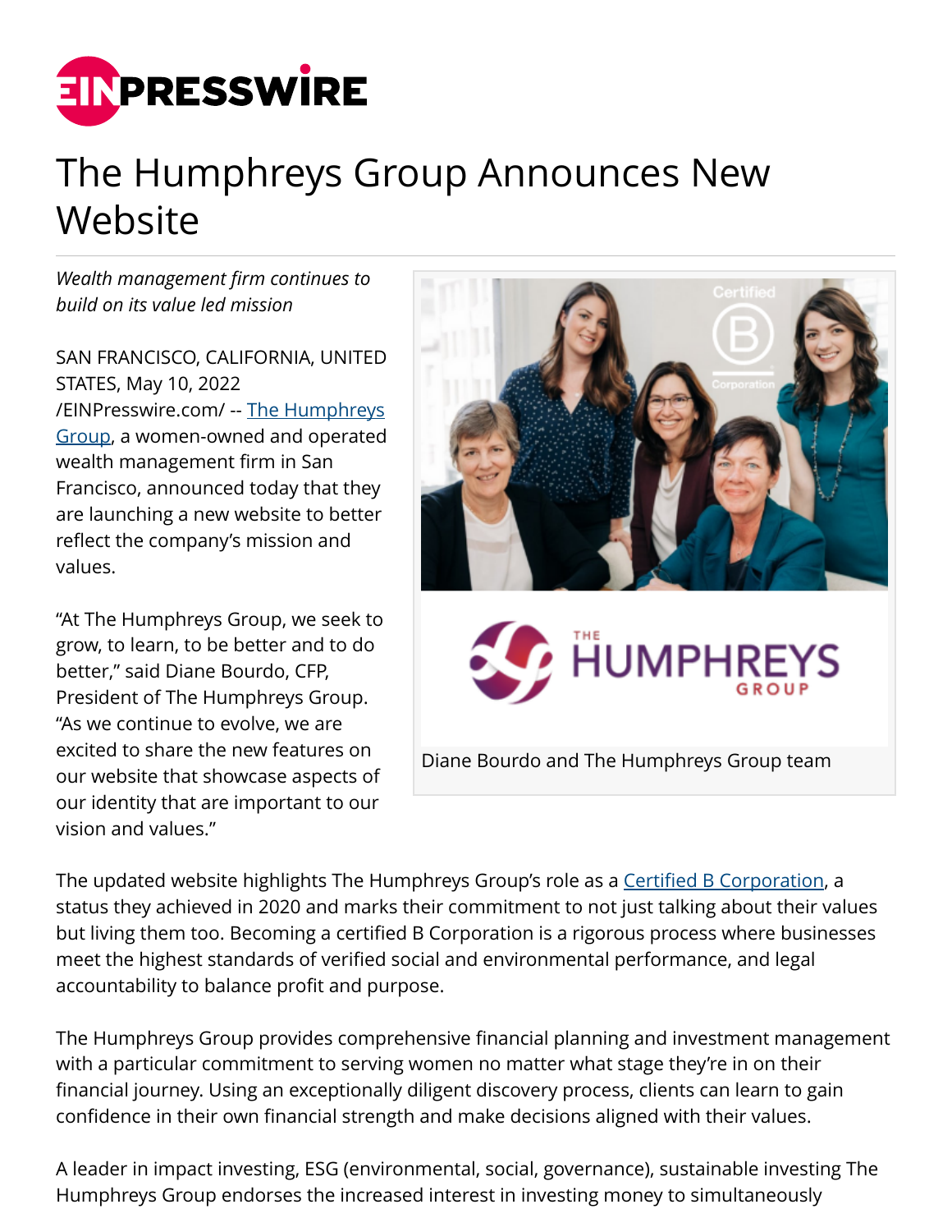# The Humphreys Group Announces New Website

*Wealth management firm continues to build on its value led mission*

SAN FRANCISCO, CALIFORNIA, UNITED STATES, May 10, 2022 /EINPresswire.com/ -- The Humphreys Group, a women-owned and operated wealth management firm in San Francisco, announced today that they are launching a new website to better reflect the company's mission and values.

"At The Humphreys Group, we seek to grow, to learn, to be better and to do better," said Diane Bourdo, CFP, President of The Humphreys Group. "As we continue to evolve, we are excited to share the new features on our website that showcase aspects of our identity that are important to our vision and values."

Diane Bourdo and The Humphreys Group team

The updated website highlights The Humphreys Group's role as a Certified B Corporation, a status they achieved in 2020 and marks their commitment to not just talking about their values but living them too. Becoming a certified B Corporation is a rigorous process where businesses meet the highest standards of verified social and environmental performance, and legal accountability to balance profit and purpose.

The Humphreys Group provides comprehensive financial planning and investment management with a particular commitment to serving women no matter what stage they're in on their financial journey. Using an exceptionally diligent discovery process, clients can learn to gain confidence in their own financial strength and make decisions aligned with their values.

A leader in impact investing, ESG (environmental, social, governance), sustainable investing The Humphreys Group endorses the increased interest in investing money to simultaneously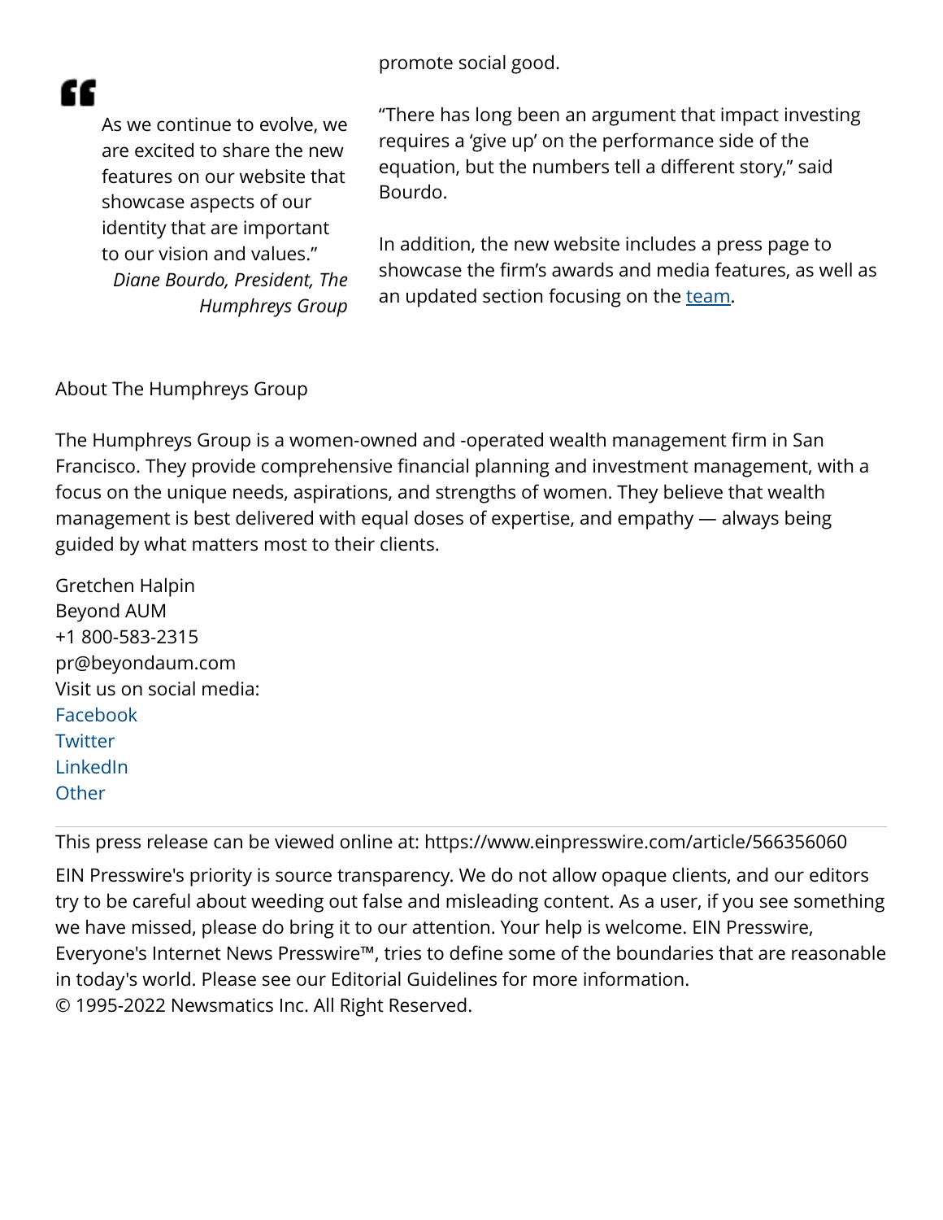> As we continue to evolve, we are excited to share the new features on our website that showcase aspects of our identity that are important to our vision and values."
>
> *Diane Bourdo, President, The Humphreys Group*

promote social good.

"There has long been an argument that impact investing requires a 'give up' on the performance side of the equation, but the numbers tell a different story," said Bourdo.

In addition, the new website includes a press page to showcase the firm's awards and media features, as well as an updated section focusing on the team.

About The Humphreys Group

The Humphreys Group is a women-owned and -operated wealth management firm in San Francisco. They provide comprehensive financial planning and investment management, with a focus on the unique needs, aspirations, and strengths of women. They believe that wealth management is best delivered with equal doses of expertise, and empathy — always being guided by what matters most to their clients.

Gretchen Halpin
Beyond AUM
+1 800-583-2315
pr@beyondaum.com
Visit us on social media:
Facebook
Twitter
LinkedIn
Other

---

This press release can be viewed online at: https://www.einpresswire.com/article/566356060

EIN Presswire's priority is source transparency. We do not allow opaque clients, and our editors try to be careful about weeding out false and misleading content. As a user, if you see something we have missed, please do bring it to our attention. Your help is welcome. EIN Presswire, Everyone's Internet News Presswire™, tries to define some of the boundaries that are reasonable in today's world. Please see our Editorial Guidelines for more information.
© 1995-2022 Newsmatics Inc. All Right Reserved.